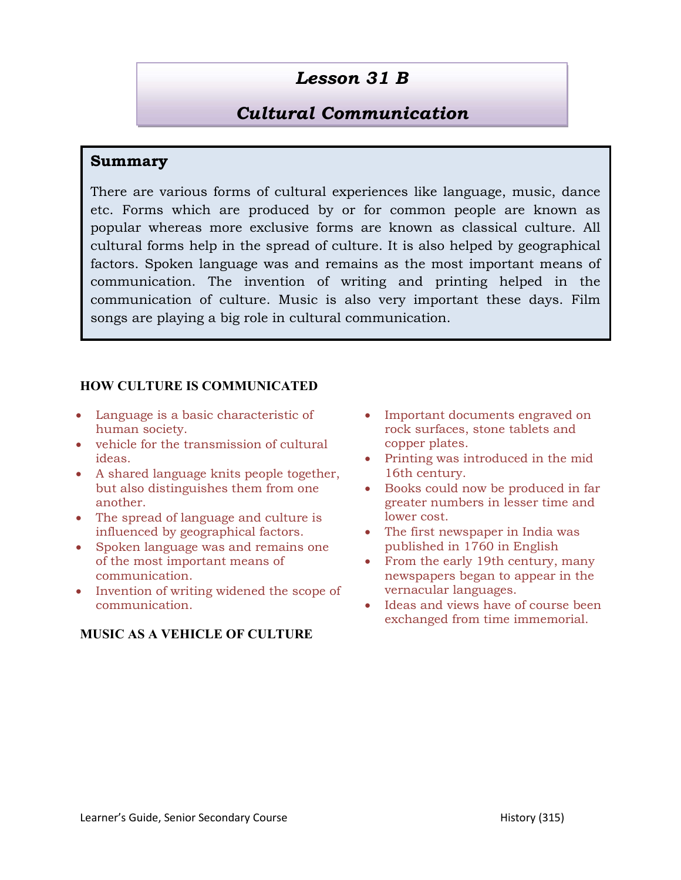# *Lesson 31 B*

## *Cultural Communication*

**Summary**

There are various forms of cultural experiences like language, music, dance etc. Forms which are produced by or for common people are known as popular whereas more exclusive forms are known as classical culture. All cultural forms help in the spread of culture. It is also helped by geographical factors. Spoken language was and remains as the most important means of communication. The invention of writing and printing helped in the communication of culture. Music is also very important these days. Film songs are playing a big role in cultural communication.

### HOW CULTURE IS COMMUNICATED

- Language is a basic characteristic of human society.
- vehicle for the transmission of cultural ideas.
- A shared language knits people together, but also distinguishes them from one another.
- The spread of language and culture is influenced by geographical factors.
- Spoken language was and remains one of the most important means of communication.
- Invention of writing widened the scope of communication.
- Important documents engraved on rock surfaces, stone tablets and copper plates.
- Printing was introduced in the mid 16th century.
- Books could now be produced in far greater numbers in lesser time and lower cost.
- The first newspaper in India was published in 1760 in English
- From the early 19th century, many newspapers began to appear in the vernacular languages.
- Ideas and views have of course been exchanged from time immemorial.

### MUSIC AS A VEHICLE OF CULTURE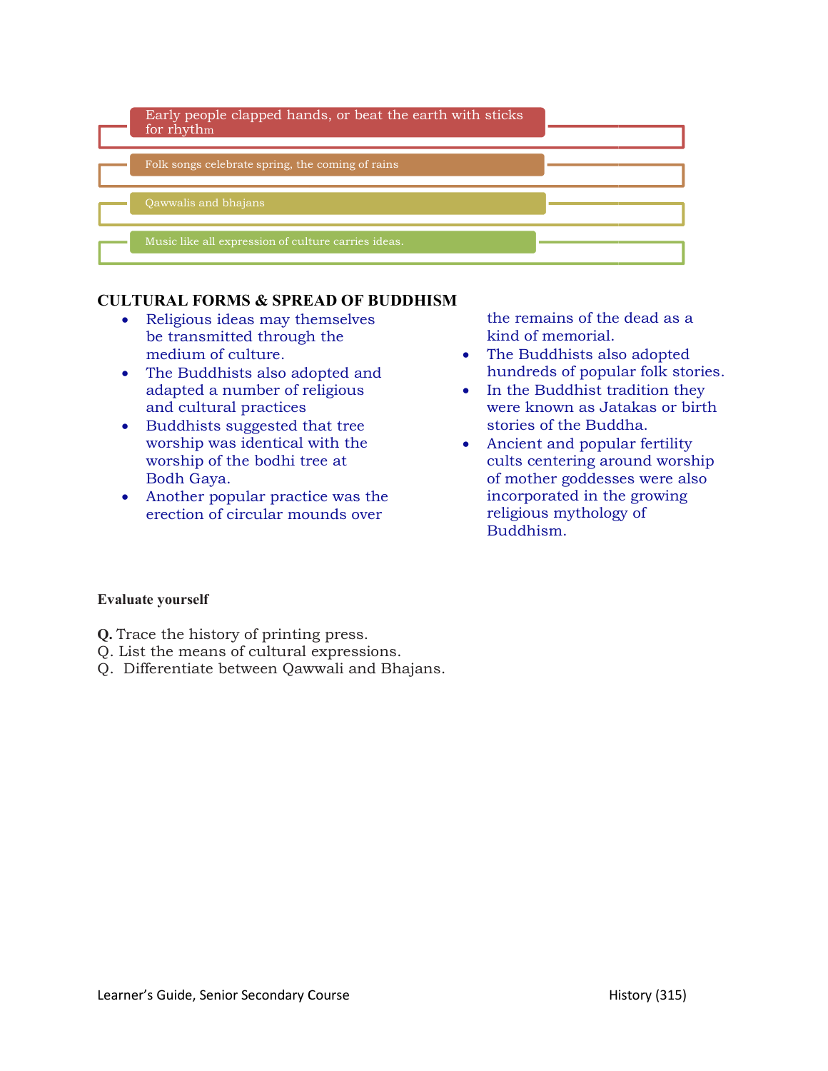- Early people clapped hands, or beat the earth with sticks for rhythm
- Folk songs celebrate spring, the coming of rains
- Qawwalis and bhajans
- Music like all expression of culture carries ideas.

## CULTURAL FORMS & SPREAD OF BUDDHISM

- Religious ideas may themselves be transmitted through the medium of culture.
- The Buddhists also adopted and adapted a number of religious and cultural practices
- Buddhists suggested that tree worship was identical with the worship of the bodhi tree at Bodh Gaya.
- Another popular practice was the erection of circular mounds over the remains of the dead as a kind of memorial.
- The Buddhists also adopted hundreds of popular folk stories.
- In the Buddhist tradition they were known as Jatakas or birth stories of the Buddha.
- Ancient and popular fertility cults centering around worship of mother goddesses were also incorporated in the growing religious mythology of Buddhism.

**Evaluate yourself**

**Q.** Trace the history of printing press.

Q. List the means of cultural expressions.

Q. Differentiate between Qawwali and Bhajans.